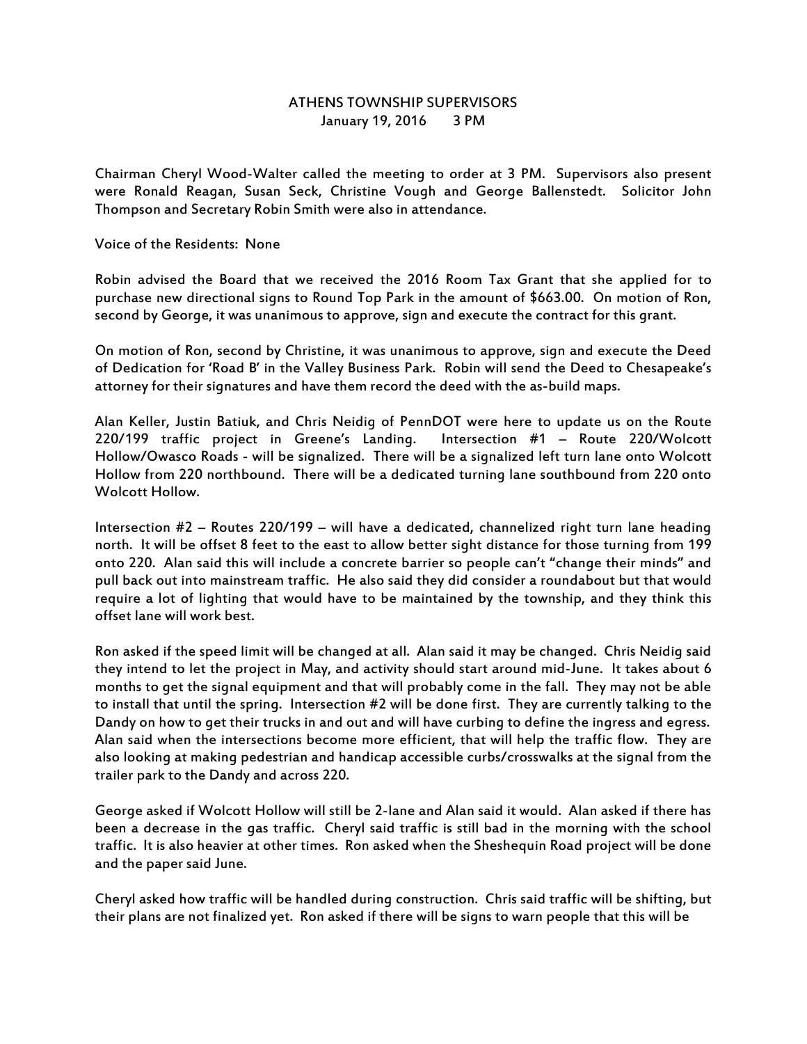# ATHENS TOWNSHIP SUPERVISORS

January 19, 2016 3 PM

Chairman Cheryl Wood-Walter called the meeting to order at 3 PM. Supervisors also present were Ronald Reagan, Susan Seck, Christine Vough and George Ballenstedt. Solicitor John Thompson and Secretary Robin Smith were also in attendance.

Voice of the Residents: None

Robin advised the Board that we received the 2016 Room Tax Grant that she applied for to purchase new directional signs to Round Top Park in the amount of $663.00. On motion of Ron, second by George, it was unanimous to approve, sign and execute the contract for this grant.

On motion of Ron, second by Christine, it was unanimous to approve, sign and execute the Deed of Dedication for 'Road B' in the Valley Business Park. Robin will send the Deed to Chesapeake's attorney for their signatures and have them record the deed with the as-build maps.

Alan Keller, Justin Batiuk, and Chris Neidig of PennDOT were here to update us on the Route 220/199 traffic project in Greene's Landing. Intersection #1 – Route 220/Wolcott Hollow/Owasco Roads - will be signalized. There will be a signalized left turn lane onto Wolcott Hollow from 220 northbound. There will be a dedicated turning lane southbound from 220 onto Wolcott Hollow.

Intersection #2 – Routes 220/199 – will have a dedicated, channelized right turn lane heading north. It will be offset 8 feet to the east to allow better sight distance for those turning from 199 onto 220. Alan said this will include a concrete barrier so people can't "change their minds" and pull back out into mainstream traffic. He also said they did consider a roundabout but that would require a lot of lighting that would have to be maintained by the township, and they think this offset lane will work best.

Ron asked if the speed limit will be changed at all. Alan said it may be changed. Chris Neidig said they intend to let the project in May, and activity should start around mid-June. It takes about 6 months to get the signal equipment and that will probably come in the fall. They may not be able to install that until the spring. Intersection #2 will be done first. They are currently talking to the Dandy on how to get their trucks in and out and will have curbing to define the ingress and egress. Alan said when the intersections become more efficient, that will help the traffic flow. They are also looking at making pedestrian and handicap accessible curbs/crosswalks at the signal from the trailer park to the Dandy and across 220.

George asked if Wolcott Hollow will still be 2-lane and Alan said it would. Alan asked if there has been a decrease in the gas traffic. Cheryl said traffic is still bad in the morning with the school traffic. It is also heavier at other times. Ron asked when the Sheshequin Road project will be done and the paper said June.

Cheryl asked how traffic will be handled during construction. Chris said traffic will be shifting, but their plans are not finalized yet. Ron asked if there will be signs to warn people that this will be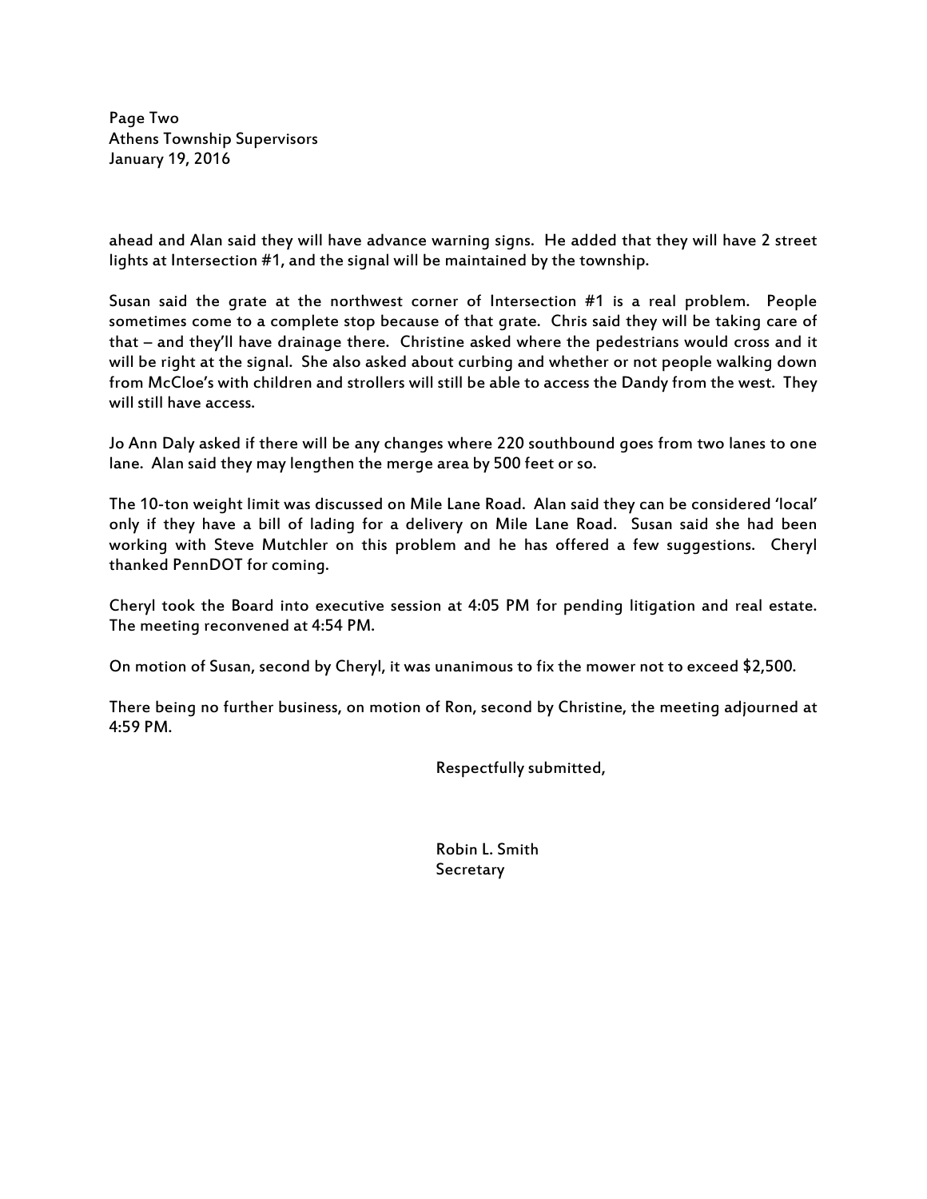ahead and Alan said they will have advance warning signs. He added that they will have 2 street lights at Intersection #1, and the signal will be maintained by the township.

Susan said the grate at the northwest corner of Intersection #1 is a real problem. People sometimes come to a complete stop because of that grate. Chris said they will be taking care of that – and they'll have drainage there. Christine asked where the pedestrians would cross and it will be right at the signal. She also asked about curbing and whether or not people walking down from McCloe's with children and strollers will still be able to access the Dandy from the west. They will still have access.

Jo Ann Daly asked if there will be any changes where 220 southbound goes from two lanes to one lane. Alan said they may lengthen the merge area by 500 feet or so.

The 10-ton weight limit was discussed on Mile Lane Road. Alan said they can be considered 'local' only if they have a bill of lading for a delivery on Mile Lane Road. Susan said she had been working with Steve Mutchler on this problem and he has offered a few suggestions. Cheryl thanked PennDOT for coming.

Cheryl took the Board into executive session at 4:05 PM for pending litigation and real estate. The meeting reconvened at 4:54 PM.

On motion of Susan, second by Cheryl, it was unanimous to fix the mower not to exceed $2,500.

There being no further business, on motion of Ron, second by Christine, the meeting adjourned at 4:59 PM.

Respectfully submitted,

Robin L. Smith
Secretary